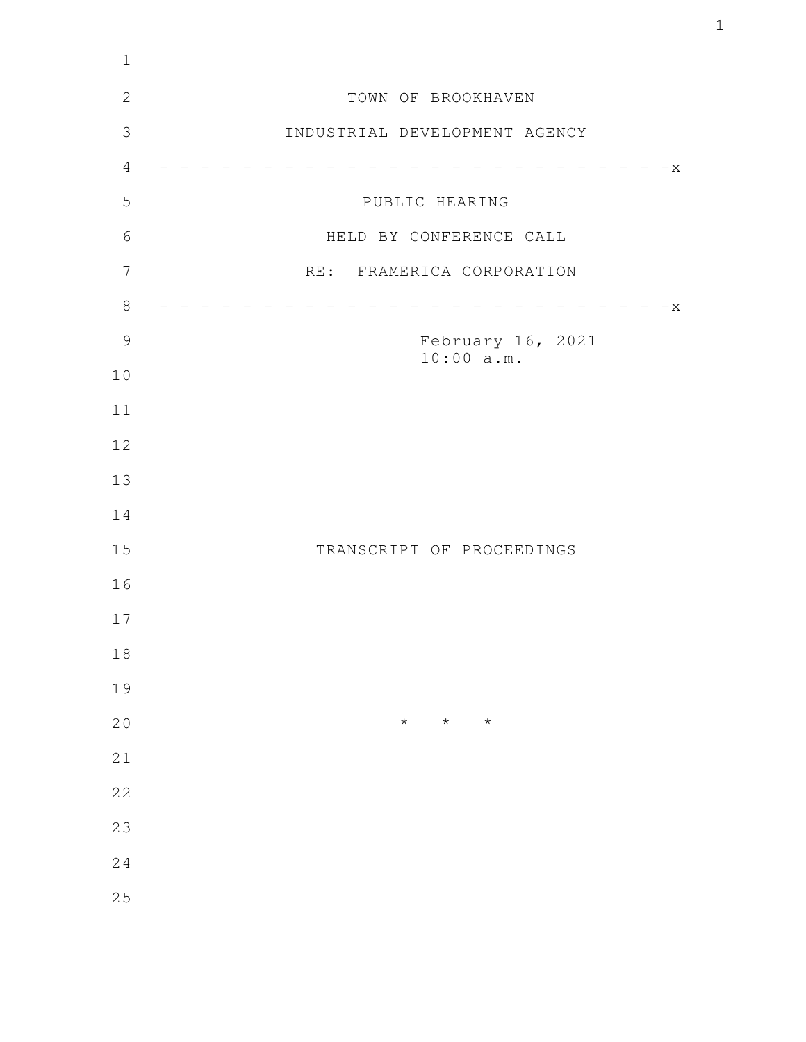TOWN OF BROOKHAVEN

INDUSTRIAL DEVELOPMENT AGENCY

- - - - - - - - - - - - - - - - - - - - - - - - - -x

PUBLIC HEARING

HELD BY CONFERENCE CALL

RE: FRAMERICA CORPORATION

- - - - - - - - - - - - - - - - - - - - - - - - - -x

February 16, 2021
10:00 a.m.

TRANSCRIPT OF PROCEEDINGS

\* \* \*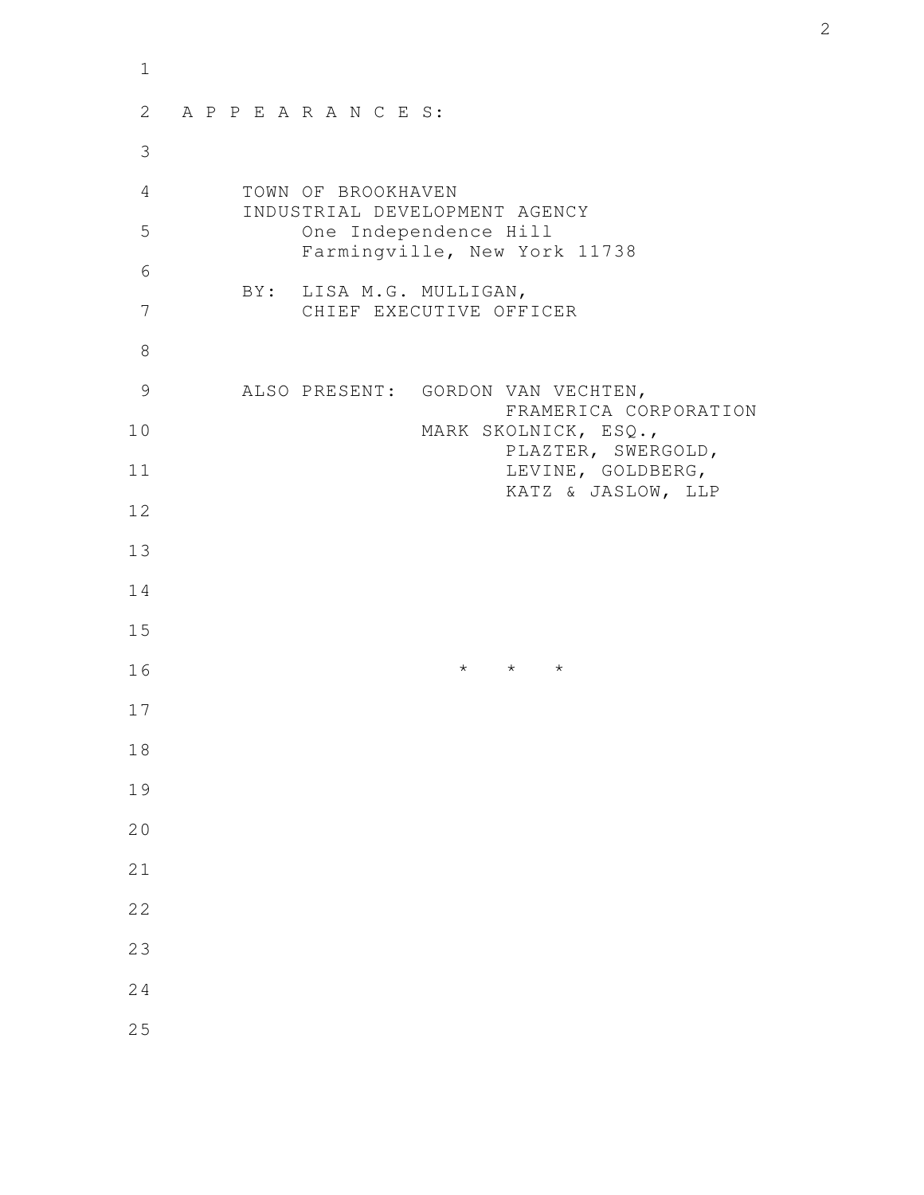A P P E A R A N C E S:

TOWN OF BROOKHAVEN
INDUSTRIAL DEVELOPMENT AGENCY
One Independence Hill
Farmingville, New York 11738

BY: LISA M.G. MULLIGAN,
CHIEF EXECUTIVE OFFICER

ALSO PRESENT: GORDON VAN VECHTEN,
FRAMERICA CORPORATION
MARK SKOLNICK, ESQ.,
PLAZTER, SWERGOLD,
LEVINE, GOLDBERG,
KATZ & JASLOW, LLP

\* \* \*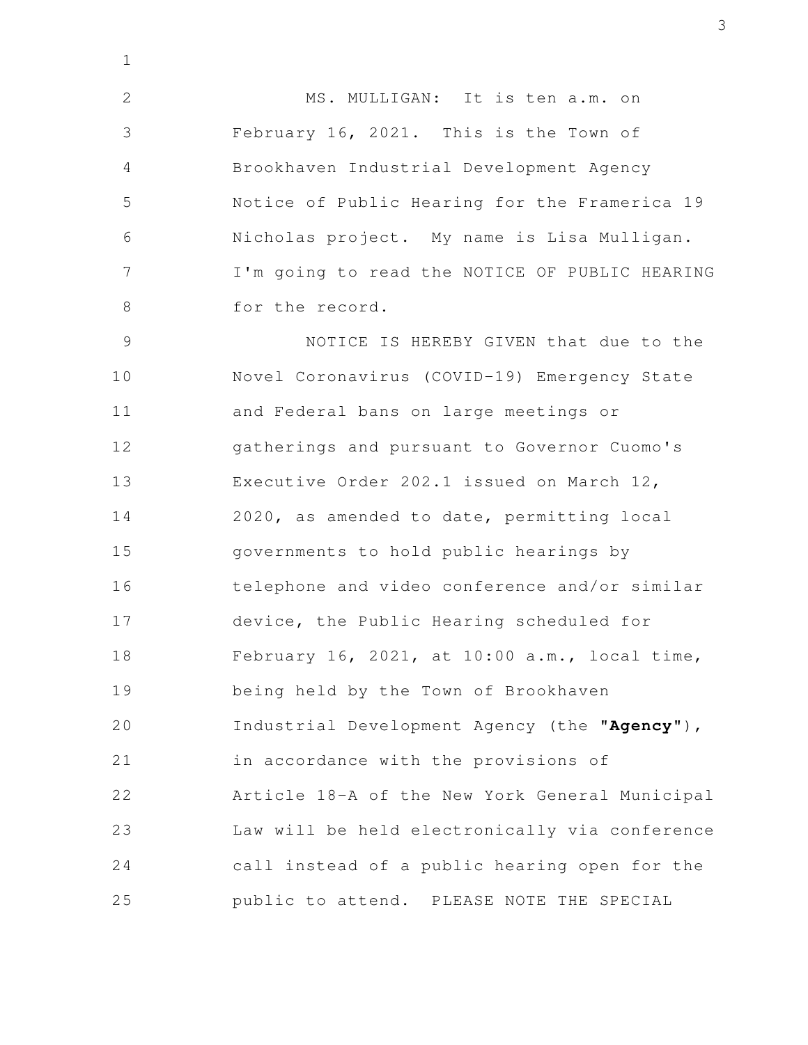MS. MULLIGAN: It is ten a.m. on February 16, 2021. This is the Town of Brookhaven Industrial Development Agency Notice of Public Hearing for the Framerica 19 Nicholas project. My name is Lisa Mulligan. I'm going to read the NOTICE OF PUBLIC HEARING for the record.

NOTICE IS HEREBY GIVEN that due to the Novel Coronavirus (COVID-19) Emergency State and Federal bans on large meetings or gatherings and pursuant to Governor Cuomo's Executive Order 202.1 issued on March 12, 2020, as amended to date, permitting local governments to hold public hearings by telephone and video conference and/or similar device, the Public Hearing scheduled for February 16, 2021, at 10:00 a.m., local time, being held by the Town of Brookhaven Industrial Development Agency (the "**Agency**"), in accordance with the provisions of Article 18-A of the New York General Municipal Law will be held electronically via conference call instead of a public hearing open for the public to attend. PLEASE NOTE THE SPECIAL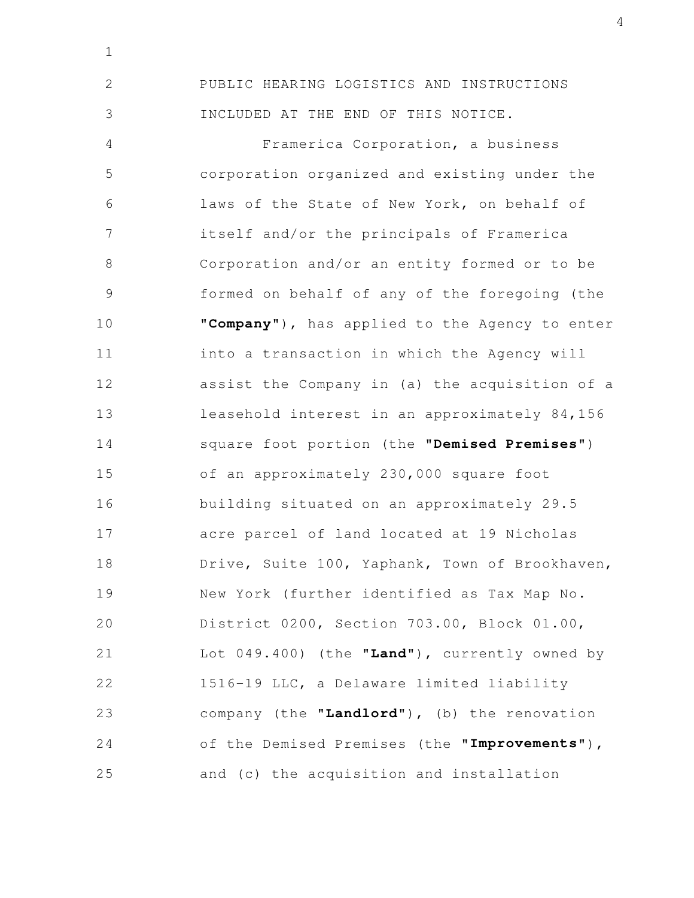PUBLIC HEARING LOGISTICS AND INSTRUCTIONS INCLUDED AT THE END OF THIS NOTICE.

Framerica Corporation, a business corporation organized and existing under the laws of the State of New York, on behalf of itself and/or the principals of Framerica Corporation and/or an entity formed or to be formed on behalf of any of the foregoing (the **"Company"**), has applied to the Agency to enter into a transaction in which the Agency will assist the Company in (a) the acquisition of a leasehold interest in an approximately 84,156 square foot portion (the **"Demised Premises"**) of an approximately 230,000 square foot building situated on an approximately 29.5 acre parcel of land located at 19 Nicholas Drive, Suite 100, Yaphank, Town of Brookhaven, New York (further identified as Tax Map No. District 0200, Section 703.00, Block 01.00, Lot 049.400) (the **"Land"**), currently owned by 1516-19 LLC, a Delaware limited liability company (the **"Landlord"**), (b) the renovation of the Demised Premises (the **"Improvements"**), and (c) the acquisition and installation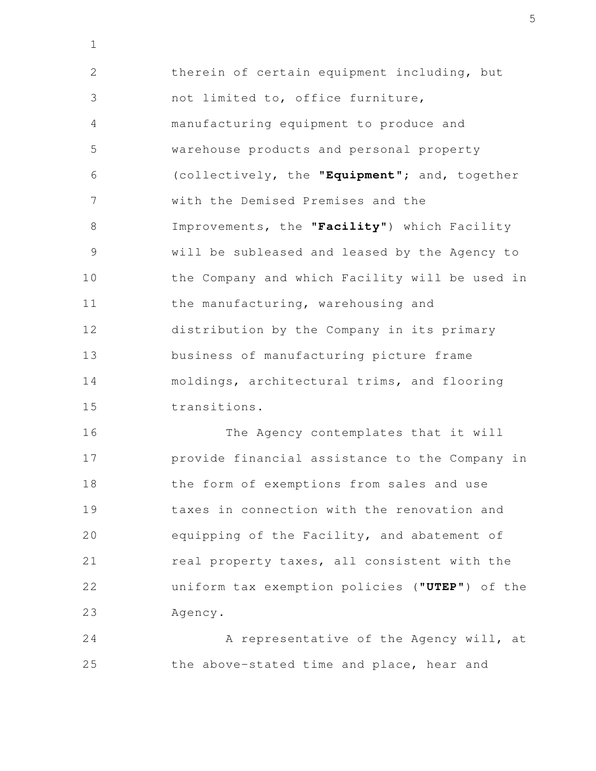therein of certain equipment including, but not limited to, office furniture, manufacturing equipment to produce and warehouse products and personal property (collectively, the "**Equipment**"; and, together with the Demised Premises and the Improvements, the "**Facility**") which Facility will be subleased and leased by the Agency to the Company and which Facility will be used in the manufacturing, warehousing and distribution by the Company in its primary business of manufacturing picture frame moldings, architectural trims, and flooring transitions.

The Agency contemplates that it will provide financial assistance to the Company in the form of exemptions from sales and use taxes in connection with the renovation and equipping of the Facility, and abatement of real property taxes, all consistent with the uniform tax exemption policies ("**UTEP**") of the Agency.

A representative of the Agency will, at the above-stated time and place, hear and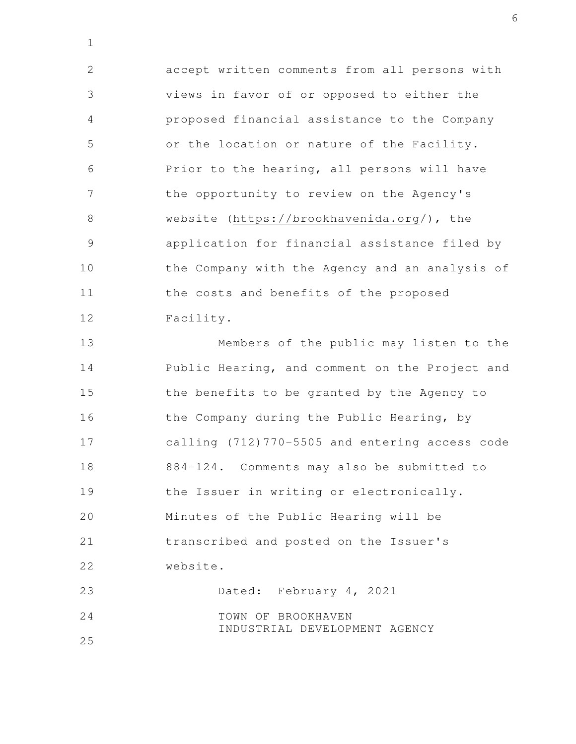accept written comments from all persons with views in favor of or opposed to either the proposed financial assistance to the Company or the location or nature of the Facility. Prior to the hearing, all persons will have the opportunity to review on the Agency's website (https://brookhavenida.org/), the application for financial assistance filed by the Company with the Agency and an analysis of the costs and benefits of the proposed Facility.

Members of the public may listen to the Public Hearing, and comment on the Project and the benefits to be granted by the Agency to the Company during the Public Hearing, by calling (712)770-5505 and entering access code 884-124. Comments may also be submitted to the Issuer in writing or electronically. Minutes of the Public Hearing will be transcribed and posted on the Issuer's website.

Dated: February 4, 2021

TOWN OF BROOKHAVEN
INDUSTRIAL DEVELOPMENT AGENCY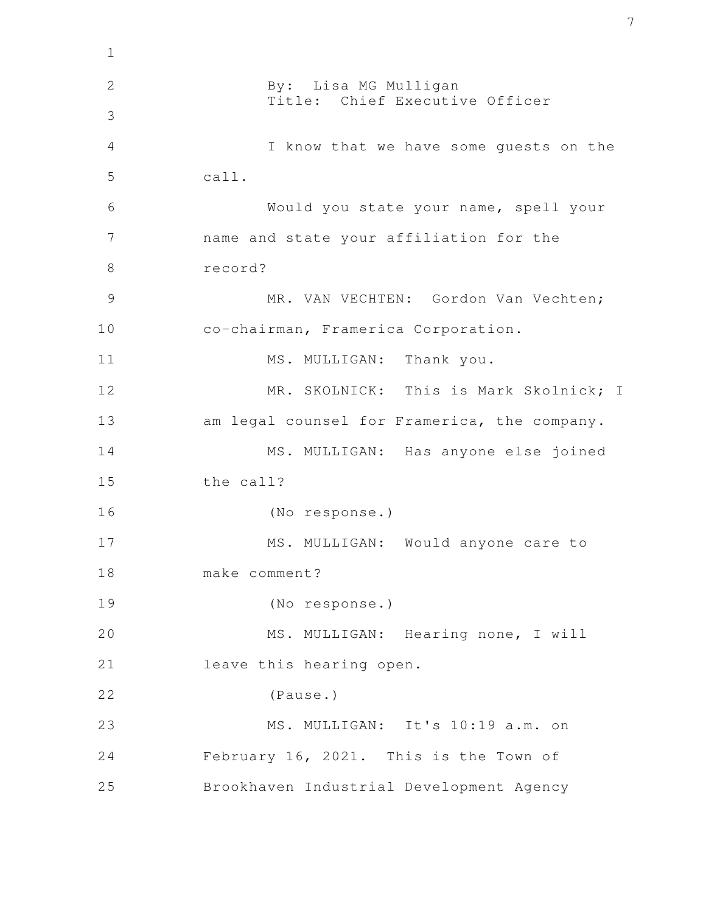By: Lisa MG Mulligan
Title: Chief Executive Officer

I know that we have some guests on the call.

Would you state your name, spell your name and state your affiliation for the record?

MR. VAN VECHTEN: Gordon Van Vechten; co-chairman, Framerica Corporation.

MS. MULLIGAN: Thank you.

MR. SKOLNICK: This is Mark Skolnick; I am legal counsel for Framerica, the company.

MS. MULLIGAN: Has anyone else joined the call?

(No response.)

MS. MULLIGAN: Would anyone care to make comment?

(No response.)

MS. MULLIGAN: Hearing none, I will leave this hearing open.

(Pause.)

MS. MULLIGAN: It's 10:19 a.m. on February 16, 2021. This is the Town of Brookhaven Industrial Development Agency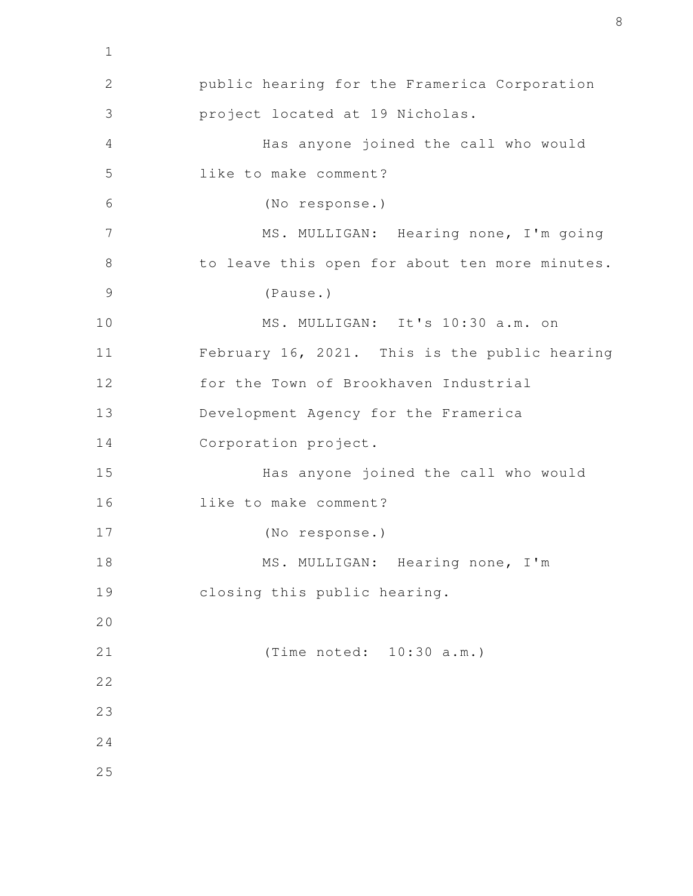public hearing for the Framerica Corporation project located at 19 Nicholas.

Has anyone joined the call who would like to make comment?

(No response.)

MS. MULLIGAN: Hearing none, I'm going to leave this open for about ten more minutes.

(Pause.)

MS. MULLIGAN: It's 10:30 a.m. on February 16, 2021. This is the public hearing for the Town of Brookhaven Industrial Development Agency for the Framerica Corporation project.

Has anyone joined the call who would like to make comment?

(No response.)

MS. MULLIGAN: Hearing none, I'm closing this public hearing.

(Time noted: 10:30 a.m.)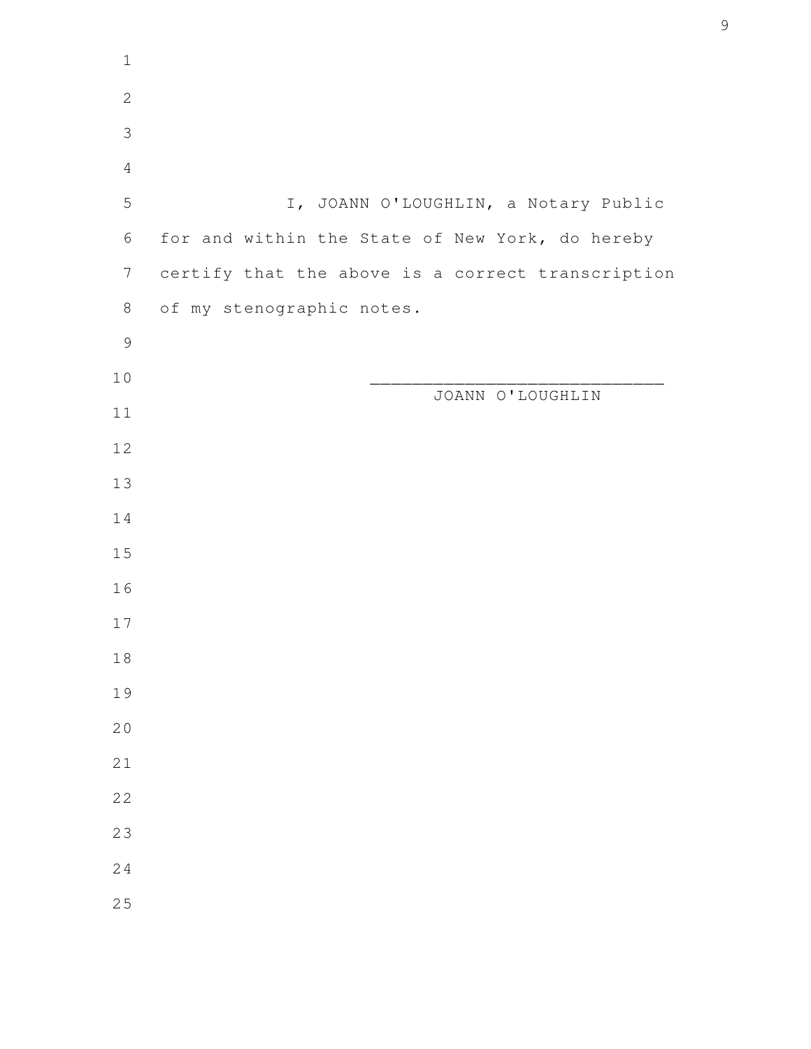I, JOANN O'LOUGHLIN, a Notary Public for and within the State of New York, do hereby certify that the above is a correct transcription of my stenographic notes.

\_\_\_\_\_\_\_\_\_\_\_\_\_\_\_\_\_\_\_\_\_\_\_\_\_\_\_\_

JOANN O'LOUGHLIN